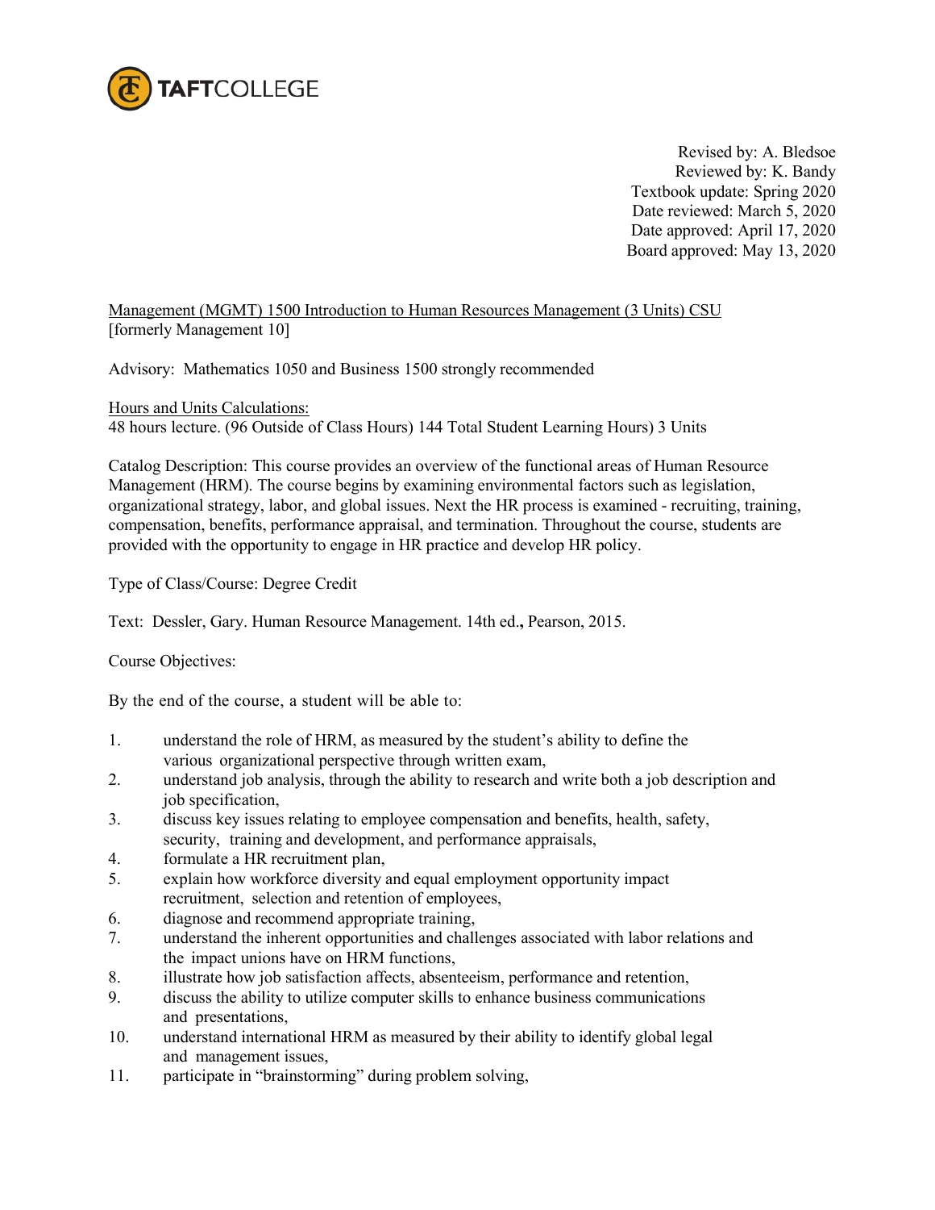Revised by: A. Bledsoe
Reviewed by: K. Bandy
Textbook update: Spring 2020
Date reviewed: March 5, 2020
Date approved: April 17, 2020
Board approved: May 13, 2020

Management (MGMT) 1500 Introduction to Human Resources Management (3 Units) CSU
[formerly Management 10]

Advisory: Mathematics 1050 and Business 1500 strongly recommended

Hours and Units Calculations:
48 hours lecture. (96 Outside of Class Hours) 144 Total Student Learning Hours) 3 Units

Catalog Description: This course provides an overview of the functional areas of Human Resource Management (HRM). The course begins by examining environmental factors such as legislation, organizational strategy, labor, and global issues. Next the HR process is examined - recruiting, training, compensation, benefits, performance appraisal, and termination. Throughout the course, students are provided with the opportunity to engage in HR practice and develop HR policy.

Type of Class/Course: Degree Credit

Text: Dessler, Gary. Human Resource Management. 14th ed., Pearson, 2015.

Course Objectives:

By the end of the course, a student will be able to:

1. understand the role of HRM, as measured by the student's ability to define the various organizational perspective through written exam,
2. understand job analysis, through the ability to research and write both a job description and job specification,
3. discuss key issues relating to employee compensation and benefits, health, safety, security, training and development, and performance appraisals,
4. formulate a HR recruitment plan,
5. explain how workforce diversity and equal employment opportunity impact recruitment, selection and retention of employees,
6. diagnose and recommend appropriate training,
7. understand the inherent opportunities and challenges associated with labor relations and the impact unions have on HRM functions,
8. illustrate how job satisfaction affects, absenteeism, performance and retention,
9. discuss the ability to utilize computer skills to enhance business communications and presentations,
10. understand international HRM as measured by their ability to identify global legal and management issues,
11. participate in "brainstorming" during problem solving,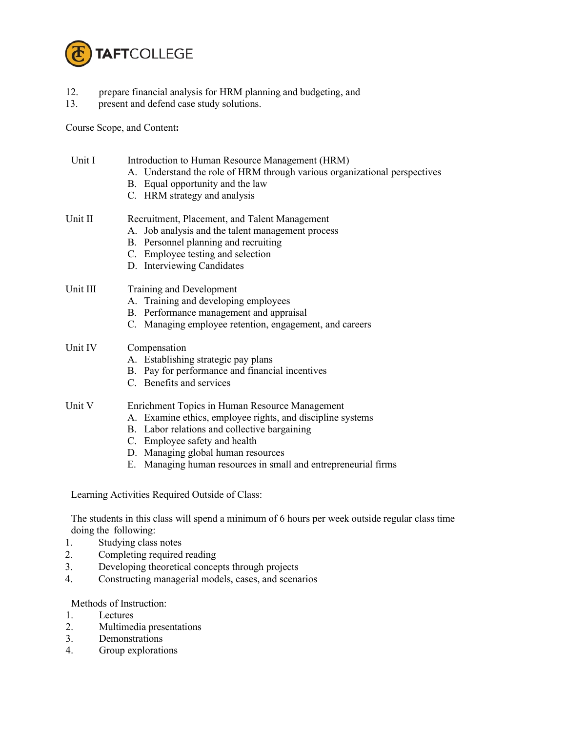12. prepare financial analysis for HRM planning and budgeting, and
13. present and defend case study solutions.

Course Scope, and Content**:**

Unit I — Introduction to Human Resource Management (HRM)

A. Understand the role of HRM through various organizational perspectives
B. Equal opportunity and the law
C. HRM strategy and analysis

Unit II — Recruitment, Placement, and Talent Management

A. Job analysis and the talent management process
B. Personnel planning and recruiting
C. Employee testing and selection
D. Interviewing Candidates

Unit III — Training and Development

A. Training and developing employees
B. Performance management and appraisal
C. Managing employee retention, engagement, and careers

Unit IV — Compensation

A. Establishing strategic pay plans
B. Pay for performance and financial incentives
C. Benefits and services

Unit V — Enrichment Topics in Human Resource Management

A. Examine ethics, employee rights, and discipline systems
B. Labor relations and collective bargaining
C. Employee safety and health
D. Managing global human resources
E. Managing human resources in small and entrepreneurial firms

Learning Activities Required Outside of Class:

The students in this class will spend a minimum of 6 hours per week outside regular class time doing the following:

1. Studying class notes
2. Completing required reading
3. Developing theoretical concepts through projects
4. Constructing managerial models, cases, and scenarios

Methods of Instruction:

1. Lectures
2. Multimedia presentations
3. Demonstrations
4. Group explorations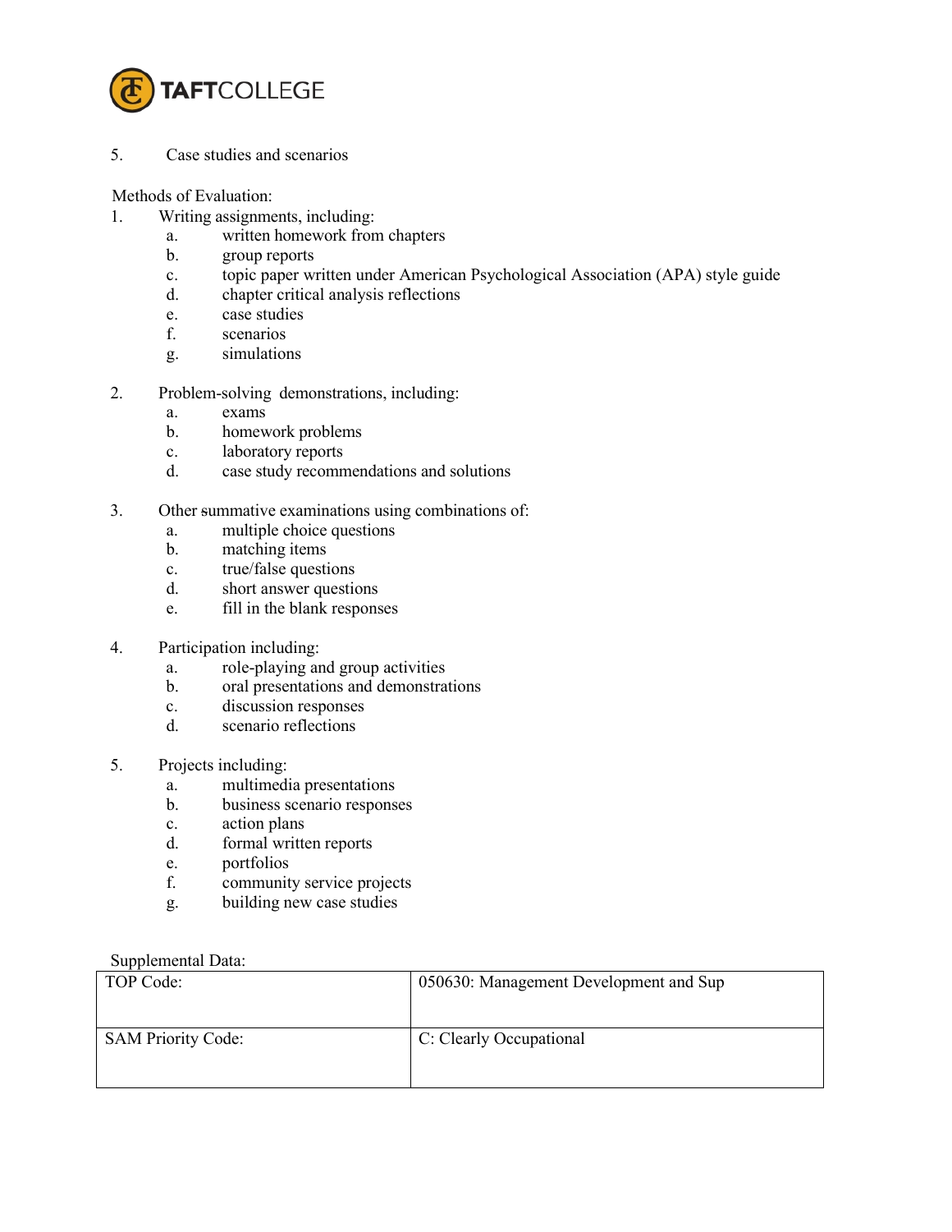5. Case studies and scenarios

Methods of Evaluation:

1. Writing assignments, including:
   a. written homework from chapters
   b. group reports
   c. topic paper written under American Psychological Association (APA) style guide
   d. chapter critical analysis reflections
   e. case studies
   f. scenarios
   g. simulations

2. Problem-solving demonstrations, including:
   a. exams
   b. homework problems
   c. laboratory reports
   d. case study recommendations and solutions

3. Other summative examinations using combinations of:
   a. multiple choice questions
   b. matching items
   c. true/false questions
   d. short answer questions
   e. fill in the blank responses

4. Participation including:
   a. role-playing and group activities
   b. oral presentations and demonstrations
   c. discussion responses
   d. scenario reflections

5. Projects including:
   a. multimedia presentations
   b. business scenario responses
   c. action plans
   d. formal written reports
   e. portfolios
   f. community service projects
   g. building new case studies

Supplemental Data:

| | |
|---|---|
| TOP Code: | 050630: Management Development and Sup |
| SAM Priority Code: | C: Clearly Occupational |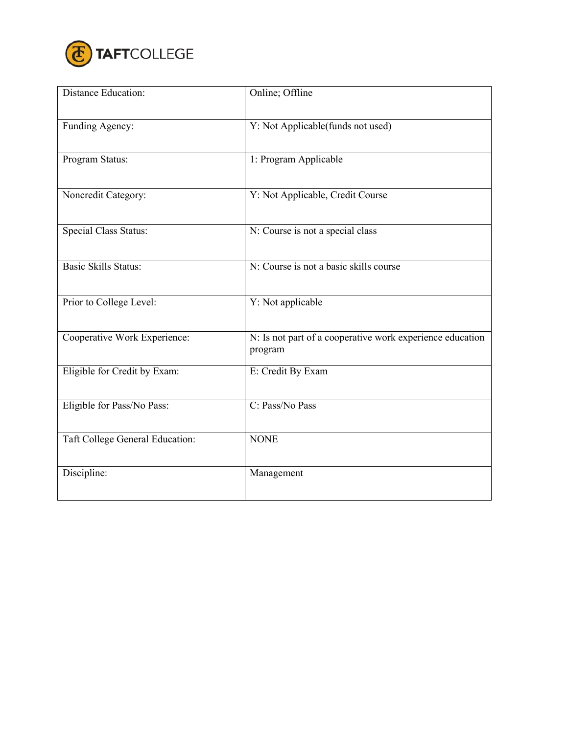| | |
|---|---|
| Distance Education: | Online; Offline |
| Funding Agency: | Y: Not Applicable(funds not used) |
| Program Status: | 1: Program Applicable |
| Noncredit Category: | Y: Not Applicable, Credit Course |
| Special Class Status: | N: Course is not a special class |
| Basic Skills Status: | N: Course is not a basic skills course |
| Prior to College Level: | Y: Not applicable |
| Cooperative Work Experience: | N: Is not part of a cooperative work experience education program |
| Eligible for Credit by Exam: | E: Credit By Exam |
| Eligible for Pass/No Pass: | C: Pass/No Pass |
| Taft College General Education: | NONE |
| Discipline: | Management |